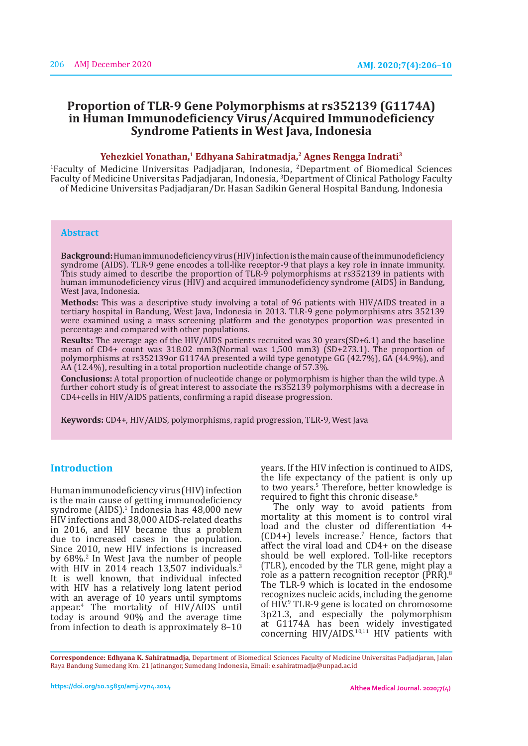# Proportion of TLR-9 Gene Polymorphisms at rs352139 (G1174A) in Human Immunodeficiency Virus/Acquired Immunodeficiency Syndrome Patients in West Java, Indonesia

**Yehezkiel Yonathan,[1] Edhyana Sahiratmadja,[2] Agnes Rengga Indrati[3]**

[1]Faculty of Medicine Universitas Padjadjaran, Indonesia, [2]Department of Biomedical Sciences Faculty of Medicine Universitas Padjadjaran, Indonesia, [3]Department of Clinical Pathology Faculty of Medicine Universitas Padjadjaran/Dr. Hasan Sadikin General Hospital Bandung, Indonesia

## Abstract

**Background:** Human immunodeficiency virus (HIV) infection is the main cause of the immunodeficiency syndrome (AIDS). TLR-9 gene encodes a toll-like receptor-9 that plays a key role in innate immunity. This study aimed to describe the proportion of TLR-9 polymorphisms at rs352139 in patients with human immunodeficiency virus (HIV) and acquired immunodeficiency syndrome (AIDS) in Bandung, West Java, Indonesia.

**Methods:** This was a descriptive study involving a total of 96 patients with HIV/AIDS treated in a tertiary hospital in Bandung, West Java, Indonesia in 2013. TLR-9 gene polymorphisms atrs 352139 were examined using a mass screening platform and the genotypes proportion was presented in percentage and compared with other populations.

**Results:** The average age of the HIV/AIDS patients recruited was 30 years(SD+6.1) and the baseline mean of CD4+ count was 318.02 mm3(Normal was 1,500 mm3) (SD+273.1). The proportion of polymorphisms at rs352139or G1174A presented a wild type genotype GG (42.7%), GA (44.9%), and AA (12.4%), resulting in a total proportion nucleotide change of 57.3%.

**Conclusions:** A total proportion of nucleotide change or polymorphism is higher than the wild type. A further cohort study is of great interest to associate the rs352139 polymorphisms with a decrease in CD4+cells in HIV/AIDS patients, confirming a rapid disease progression.

**Keywords:** CD4+, HIV/AIDS, polymorphisms, rapid progression, TLR-9, West Java

## Introduction

Human immunodeficiency virus (HIV) infection is the main cause of getting immunodeficiency syndrome (AIDS).[1] Indonesia has 48,000 new HIV infections and 38,000 AIDS-related deaths in 2016, and HIV became thus a problem due to increased cases in the population. Since 2010, new HIV infections is increased by 68%.[2] In West Java the number of people with HIV in 2014 reach 13,507 individuals.[3] It is well known, that individual infected with HIV has a relatively long latent period with an average of 10 years until symptoms appear.[4] The mortality of HIV/AIDS until today is around 90% and the average time from infection to death is approximately 8–10 years. If the HIV infection is continued to AIDS, the life expectancy of the patient is only up to two years.[5] Therefore, better knowledge is required to fight this chronic disease.[6]

The only way to avoid patients from mortality at this moment is to control viral load and the cluster od differentiation 4+ (CD4+) levels increase.[7] Hence, factors that affect the viral load and CD4+ on the disease should be well explored. Toll-like receptors (TLR), encoded by the TLR gene, might play a role as a pattern recognition receptor (PRR).[8] The TLR-9 which is located in the endosome recognizes nucleic acids, including the genome of HIV.[9] TLR-9 gene is located on chromosome 3p21.3, and especially the polymorphism at G1174A has been widely investigated concerning HIV/AIDS.[10,11] HIV patients with

**Correspondence: Edhyana K. Sahiratmadja**, Department of Biomedical Sciences Faculty of Medicine Universitas Padjadjaran, Jalan Raya Bandung Sumedang Km. 21 Jatinangor, Sumedang Indonesia, Email: e.sahiratmadja@unpad.ac.id

https://doi.org/10.15850/amj.v7n4.2014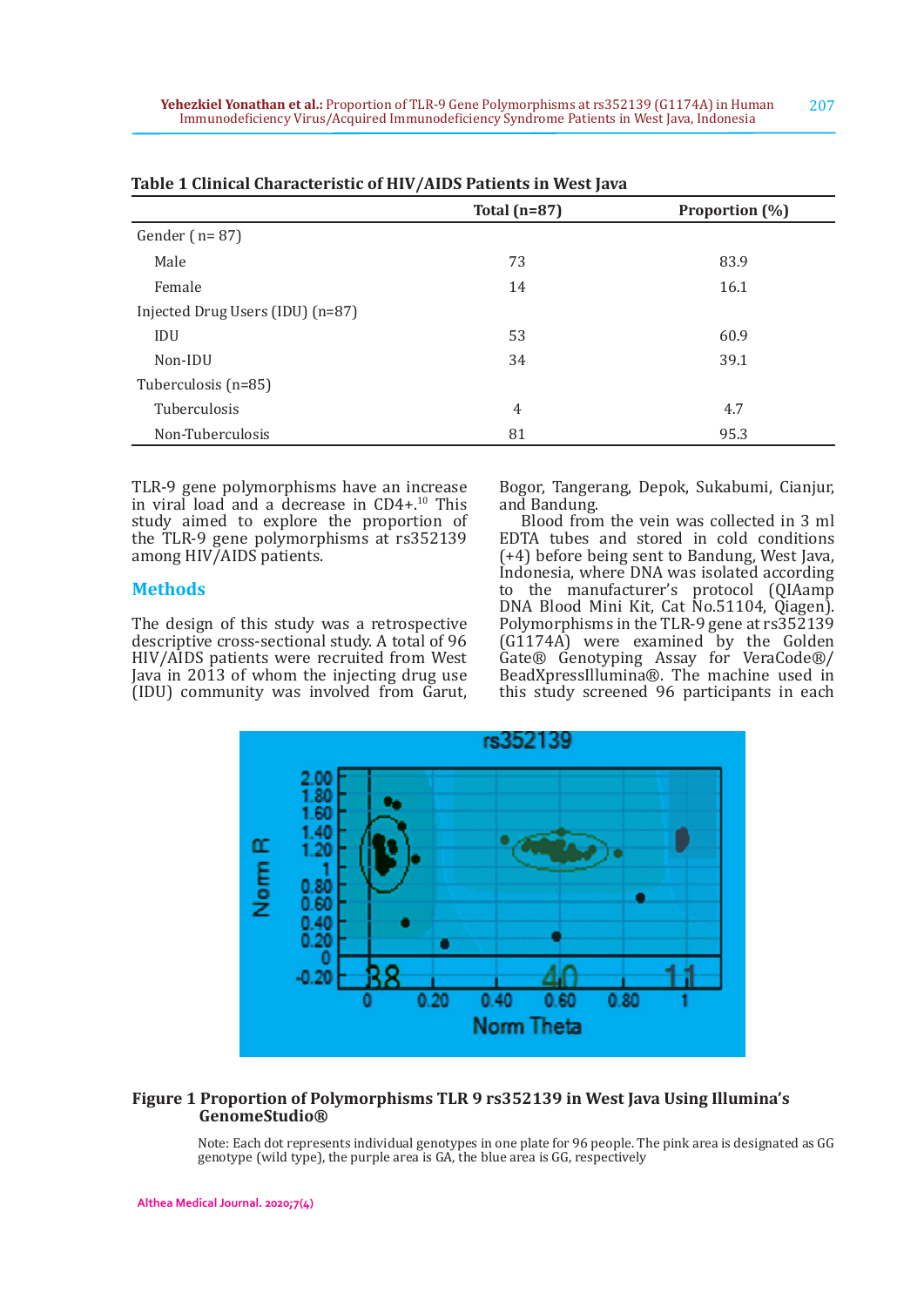**Table 1 Clinical Characteristic of HIV/AIDS Patients in West Java**

| | Total (n=87) | Proportion (%) |
|---|---|---|
| Gender ( n= 87) | | |
| Male | 73 | 83.9 |
| Female | 14 | 16.1 |
| Injected Drug Users (IDU) (n=87) | | |
| IDU | 53 | 60.9 |
| Non-IDU | 34 | 39.1 |
| Tuberculosis (n=85) | | |
| Tuberculosis | 4 | 4.7 |
| Non-Tuberculosis | 81 | 95.3 |

TLR-9 gene polymorphisms have an increase in viral load and a decrease in CD4+.[10] This study aimed to explore the proportion of the TLR-9 gene polymorphisms at rs352139 among HIV/AIDS patients.

## Methods

The design of this study was a retrospective descriptive cross-sectional study. A total of 96 HIV/AIDS patients were recruited from West Java in 2013 of whom the injecting drug use (IDU) community was involved from Garut, Bogor, Tangerang, Depok, Sukabumi, Cianjur, and Bandung.

Blood from the vein was collected in 3 ml EDTA tubes and stored in cold conditions (+4) before being sent to Bandung, West Java, Indonesia, where DNA was isolated according to the manufacturer's protocol (QIAamp DNA Blood Mini Kit, Cat No.51104, Qiagen). Polymorphisms in the TLR-9 gene at rs352139 (G1174A) were examined by the Golden Gate® Genotyping Assay for VeraCode®/ BeadXpressIllumina®. The machine used in this study screened 96 participants in each

**Figure 1 Proportion of Polymorphisms TLR 9 rs352139 in West Java Using Illumina's GenomeStudio®**

Note: Each dot represents individual genotypes in one plate for 96 people. The pink area is designated as GG genotype (wild type), the purple area is GA, the blue area is GG, respectively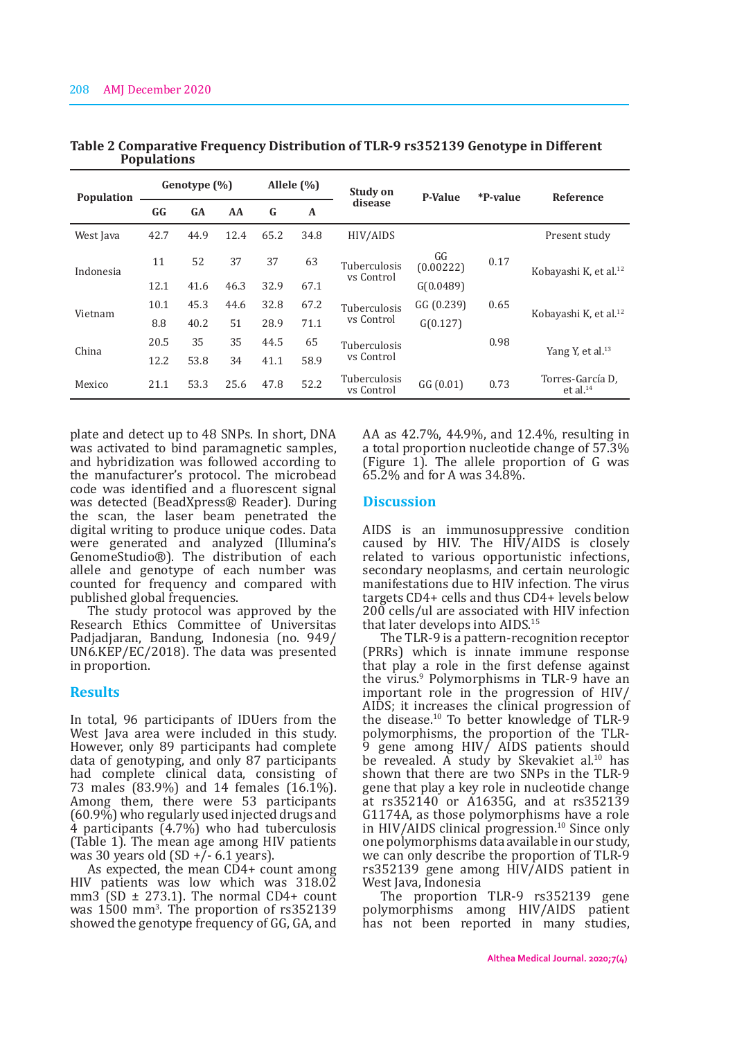**Table 2 Comparative Frequency Distribution of TLR-9 rs352139 Genotype in Different Populations**

| Population | Genotype (%) | | | Allele (%) | | Study on disease | P-Value | *P-value | Reference |
|---|---|---|---|---|---|---|---|---|---|
| | GG | GA | AA | G | A | | | | |
| West Java | 42.7 | 44.9 | 12.4 | 65.2 | 34.8 | HIV/AIDS | | | Present study |
| Indonesia | 11 | 52 | 37 | 37 | 63 | Tuberculosis vs Control | GG (0.00222) | 0.17 | Kobayashi K, et al.[12] |
| | 12.1 | 41.6 | 46.3 | 32.9 | 67.1 | | G(0.0489) | | |
| Vietnam | 10.1 | 45.3 | 44.6 | 32.8 | 67.2 | Tuberculosis vs Control | GG (0.239) | 0.65 | Kobayashi K, et al.[12] |
| | 8.8 | 40.2 | 51 | 28.9 | 71.1 | | G(0.127) | | |
| China | 20.5 | 35 | 35 | 44.5 | 65 | Tuberculosis vs Control | | 0.98 | Yang Y, et al.[13] |
| | 12.2 | 53.8 | 34 | 41.1 | 58.9 | | | | |
| Mexico | 21.1 | 53.3 | 25.6 | 47.8 | 52.2 | Tuberculosis vs Control | GG (0.01) | 0.73 | Torres-García D, et al.[14] |

plate and detect up to 48 SNPs. In short, DNA was activated to bind paramagnetic samples, and hybridization was followed according to the manufacturer's protocol. The microbead code was identified and a fluorescent signal was detected (BeadXpress® Reader). During the scan, the laser beam penetrated the digital writing to produce unique codes. Data were generated and analyzed (Illumina's GenomeStudio®). The distribution of each allele and genotype of each number was counted for frequency and compared with published global frequencies.

The study protocol was approved by the Research Ethics Committee of Universitas Padjadjaran, Bandung, Indonesia (no. 949/UN6.KEP/EC/2018). The data was presented in proportion.

## Results

In total, 96 participants of IDUers from the West Java area were included in this study. However, only 89 participants had complete data of genotyping, and only 87 participants had complete clinical data, consisting of 73 males (83.9%) and 14 females (16.1%). Among them, there were 53 participants (60.9%) who regularly used injected drugs and 4 participants (4.7%) who had tuberculosis (Table 1). The mean age among HIV patients was 30 years old (SD +/- 6.1 years).

As expected, the mean CD4+ count among HIV patients was low which was 318.02 mm3 (SD ± 273.1). The normal CD4+ count was 1500 $mm^3$. The proportion of rs352139 showed the genotype frequency of GG, GA, and AA as 42.7%, 44.9%, and 12.4%, resulting in a total proportion nucleotide change of 57.3% (Figure 1). The allele proportion of G was 65.2% and for A was 34.8%.

## Discussion

AIDS is an immunosuppressive condition caused by HIV. The HIV/AIDS is closely related to various opportunistic infections, secondary neoplasms, and certain neurologic manifestations due to HIV infection. The virus targets CD4+ cells and thus CD4+ levels below 200 cells/ul are associated with HIV infection that later develops into AIDS.[15]

The TLR-9 is a pattern-recognition receptor (PRRs) which is innate immune response that play a role in the first defense against the virus.[9] Polymorphisms in TLR-9 have an important role in the progression of HIV/AIDS; it increases the clinical progression of the disease.[10] To better knowledge of TLR-9 polymorphisms, the proportion of the TLR-9 gene among HIV/ AIDS patients should be revealed. A study by Skevakiet al.[10] has shown that there are two SNPs in the TLR-9 gene that play a key role in nucleotide change at rs352140 or A1635G, and at rs352139 G1174A, as those polymorphisms have a role in HIV/AIDS clinical progression.[10] Since only one polymorphisms data available in our study, we can only describe the proportion of TLR-9 rs352139 gene among HIV/AIDS patient in West Java, Indonesia

The proportion TLR-9 rs352139 gene polymorphisms among HIV/AIDS patient has not been reported in many studies,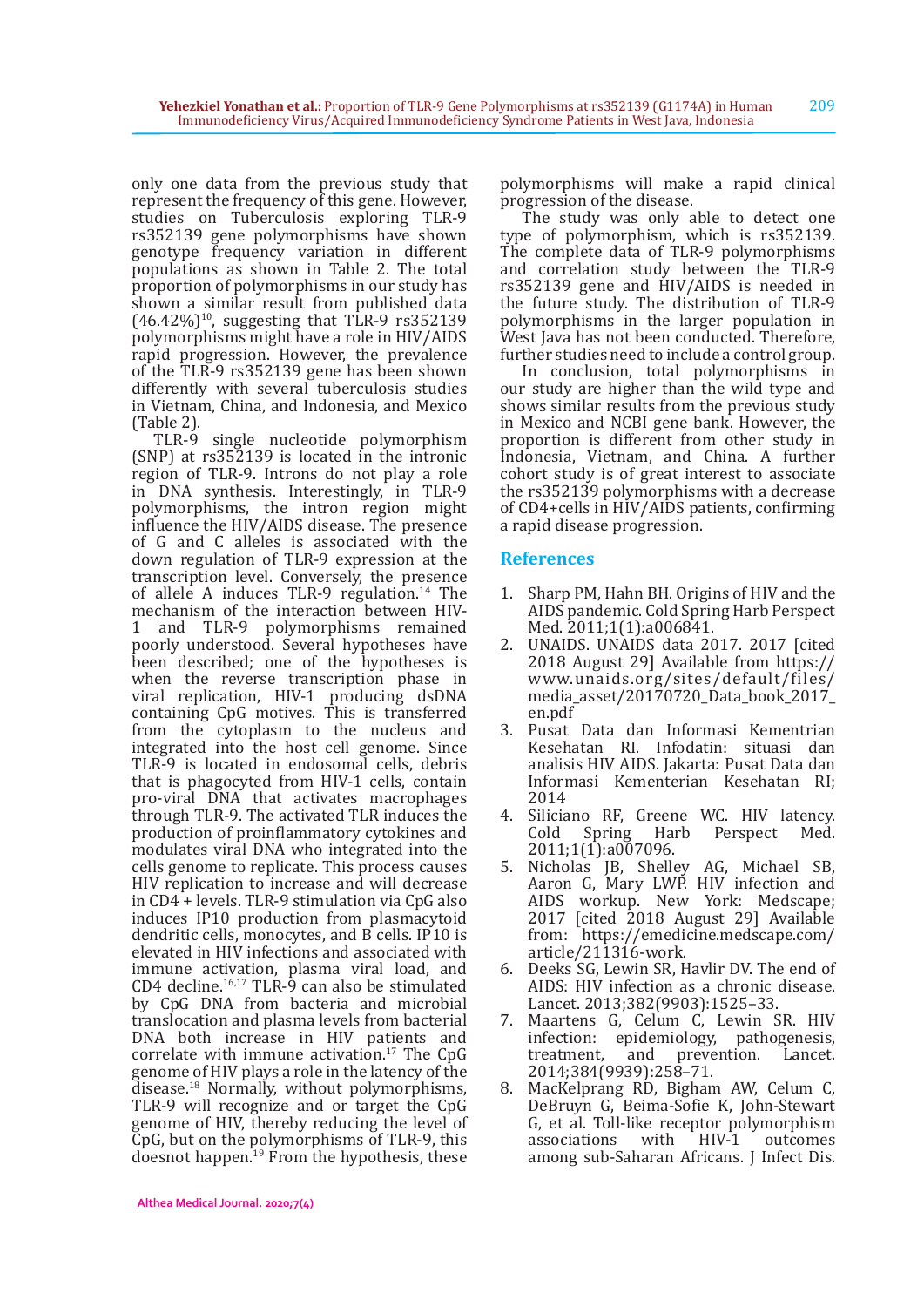only one data from the previous study that represent the frequency of this gene. However, studies on Tuberculosis exploring TLR-9 rs352139 gene polymorphisms have shown genotype frequency variation in different populations as shown in Table 2. The total proportion of polymorphisms in our study has shown a similar result from published data (46.42%)[10], suggesting that TLR-9 rs352139 polymorphisms might have a role in HIV/AIDS rapid progression. However, the prevalence of the TLR-9 rs352139 gene has been shown differently with several tuberculosis studies in Vietnam, China, and Indonesia, and Mexico (Table 2).

TLR-9 single nucleotide polymorphism (SNP) at rs352139 is located in the intronic region of TLR-9. Introns do not play a role in DNA synthesis. Interestingly, in TLR-9 polymorphisms, the intron region might influence the HIV/AIDS disease. The presence of G and C alleles is associated with the down regulation of TLR-9 expression at the transcription level. Conversely, the presence of allele A induces TLR-9 regulation.[14] The mechanism of the interaction between HIV-1 and TLR-9 polymorphisms remained poorly understood. Several hypotheses have been described; one of the hypotheses is when the reverse transcription phase in viral replication, HIV-1 producing dsDNA containing CpG motives. This is transferred from the cytoplasm to the nucleus and integrated into the host cell genome. Since TLR-9 is located in endosomal cells, debris that is phagocyted from HIV-1 cells, contain pro-viral DNA that activates macrophages through TLR-9. The activated TLR induces the production of proinflammatory cytokines and modulates viral DNA who integrated into the cells genome to replicate. This process causes HIV replication to increase and will decrease in CD4 + levels. TLR-9 stimulation via CpG also induces IP10 production from plasmacytoid dendritic cells, monocytes, and B cells. IP10 is elevated in HIV infections and associated with immune activation, plasma viral load, and CD4 decline.[16,17] TLR-9 can also be stimulated by CpG DNA from bacteria and microbial translocation and plasma levels from bacterial DNA both increase in HIV patients and correlate with immune activation.[17] The CpG genome of HIV plays a role in the latency of the disease.[18] Normally, without polymorphisms, TLR-9 will recognize and or target the CpG genome of HIV, thereby reducing the level of CpG, but on the polymorphisms of TLR-9, this doesnot happen.[19] From the hypothesis, these polymorphisms will make a rapid clinical progression of the disease.

The study was only able to detect one type of polymorphism, which is rs352139. The complete data of TLR-9 polymorphisms and correlation study between the TLR-9 rs352139 gene and HIV/AIDS is needed in the future study. The distribution of TLR-9 polymorphisms in the larger population in West Java has not been conducted. Therefore, further studies need to include a control group.

In conclusion, total polymorphisms in our study are higher than the wild type and shows similar results from the previous study in Mexico and NCBI gene bank. However, the proportion is different from other study in Indonesia, Vietnam, and China. A further cohort study is of great interest to associate the rs352139 polymorphisms with a decrease of CD4+cells in HIV/AIDS patients, confirming a rapid disease progression.

## References

1. Sharp PM, Hahn BH. Origins of HIV and the AIDS pandemic. Cold Spring Harb Perspect Med. 2011;1(1):a006841.
2. UNAIDS. UNAIDS data 2017. 2017 [cited 2018 August 29] Available from https://www.unaids.org/sites/default/files/media_asset/20170720_Data_book_2017_en.pdf
3. Pusat Data dan Informasi Kementrian Kesehatan RI. Infodatin: situasi dan analisis HIV AIDS. Jakarta: Pusat Data dan Informasi Kementerian Kesehatan RI; 2014
4. Siliciano RF, Greene WC. HIV latency. Cold Spring Harb Perspect Med. 2011;1(1):a007096.
5. Nicholas JB, Shelley AG, Michael SB, Aaron G, Mary LWP. HIV infection and AIDS workup. New York: Medscape; 2017 [cited 2018 August 29] Available from: https://emedicine.medscape.com/article/211316-work.
6. Deeks SG, Lewin SR, Havlir DV. The end of AIDS: HIV infection as a chronic disease. Lancet. 2013;382(9903):1525–33.
7. Maartens G, Celum C, Lewin SR. HIV infection: epidemiology, pathogenesis, treatment, and prevention. Lancet. 2014;384(9939):258–71.
8. MacKelprang RD, Bigham AW, Celum C, DeBruyn G, Beima-Sofie K, John-Stewart G, et al. Toll-like receptor polymorphism associations with HIV-1 outcomes among sub-Saharan Africans. J Infect Dis.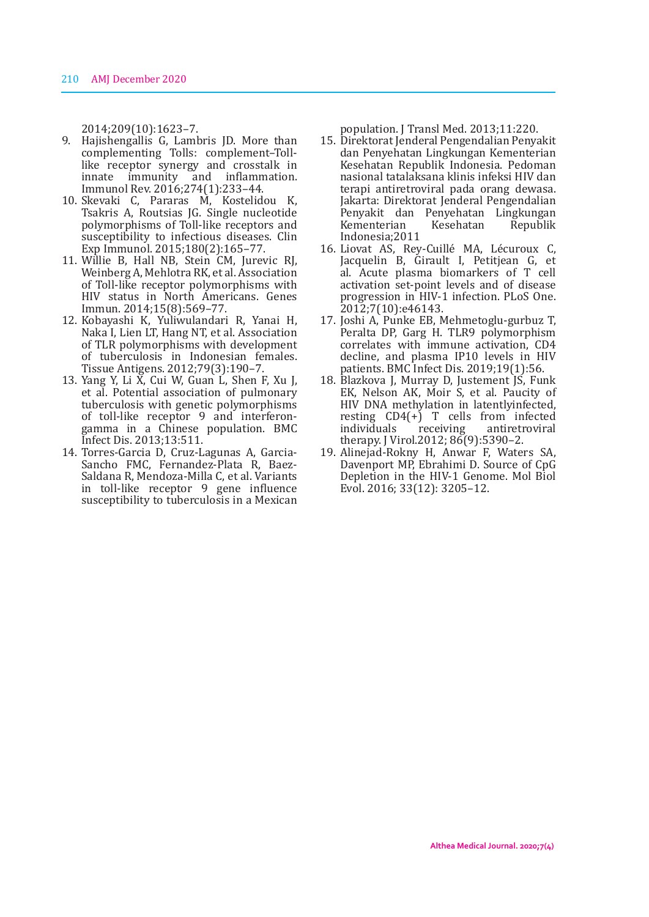2014;209(10):1623–7.

9. Hajishengallis G, Lambris JD. More than complementing Tolls: complement–Toll-like receptor synergy and crosstalk in innate immunity and inflammation. Immunol Rev. 2016;274(1):233–44.
10. Skevaki C, Pararas M, Kostelidou K, Tsakris A, Routsias JG. Single nucleotide polymorphisms of Toll-like receptors and susceptibility to infectious diseases. Clin Exp Immunol. 2015;180(2):165–77.
11. Willie B, Hall NB, Stein CM, Jurevic RJ, Weinberg A, Mehlotra RK, et al. Association of Toll-like receptor polymorphisms with HIV status in North Americans. Genes Immun. 2014;15(8):569–77.
12. Kobayashi K, Yuliwulandari R, Yanai H, Naka I, Lien LT, Hang NT, et al. Association of TLR polymorphisms with development of tuberculosis in Indonesian females. Tissue Antigens. 2012;79(3):190–7.
13. Yang Y, Li X, Cui W, Guan L, Shen F, Xu J, et al. Potential association of pulmonary tuberculosis with genetic polymorphisms of toll-like receptor 9 and interferon-gamma in a Chinese population. BMC Infect Dis. 2013;13:511.
14. Torres-Garcia D, Cruz-Lagunas A, Garcia-Sancho FMC, Fernandez-Plata R, Baez-Saldana R, Mendoza-Milla C, et al. Variants in toll-like receptor 9 gene influence susceptibility to tuberculosis in a Mexican population. J Transl Med. 2013;11:220.
15. Direktorat Jenderal Pengendalian Penyakit dan Penyehatan Lingkungan Kementerian Kesehatan Republik Indonesia. Pedoman nasional tatalaksana klinis infeksi HIV dan terapi antiretroviral pada orang dewasa. Jakarta: Direktorat Jenderal Pengendalian Penyakit dan Penyehatan Lingkungan Kementerian Kesehatan Republik Indonesia;2011
16. Liovat AS, Rey-Cuillé MA, Lécuroux C, Jacquelin B, Girault I, Petitjean G, et al. Acute plasma biomarkers of T cell activation set-point levels and of disease progression in HIV-1 infection. PLoS One. 2012;7(10):e46143.
17. Joshi A, Punke EB, Mehmetoglu-gurbuz T, Peralta DP, Garg H. TLR9 polymorphism correlates with immune activation, CD4 decline, and plasma IP10 levels in HIV patients. BMC Infect Dis. 2019;19(1):56.
18. Blazkova J, Murray D, Justement JS, Funk EK, Nelson AK, Moir S, et al. Paucity of HIV DNA methylation in latentlyinfected, resting CD4(+) T cells from infected individuals receiving antiretroviral therapy. J Virol.2012; 86(9):5390–2.
19. Alinejad-Rokny H, Anwar F, Waters SA, Davenport MP, Ebrahimi D. Source of CpG Depletion in the HIV-1 Genome. Mol Biol Evol. 2016; 33(12): 3205–12.